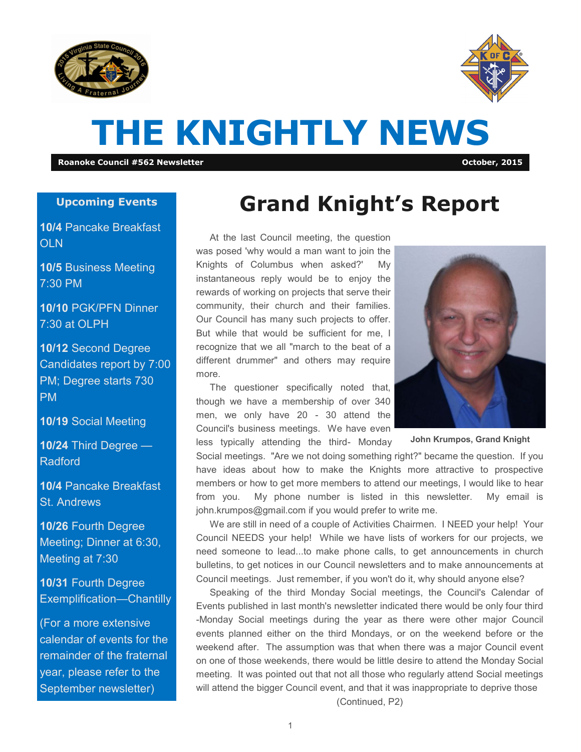# THE KNIGHTLY NEWS

**Roanoke Council #562 Newsletter** — **October, 2015**

### Upcoming Events

**10/4** Pancake Breakfast OLN

**10/5** Business Meeting 7:30 PM

**10/10** PGK/PFN Dinner 7:30 at OLPH

**10/12** Second Degree Candidates report by 7:00 PM; Degree starts 730 PM

**10/19** Social Meeting

**10/24** Third Degree — Radford

**10/4** Pancake Breakfast St. Andrews

**10/26** Fourth Degree Meeting; Dinner at 6:30, Meeting at 7:30

**10/31** Fourth Degree Exemplification—Chantilly

(For a more extensive calendar of events for the remainder of the fraternal year, please refer to the September newsletter)

## Grand Knight's Report

At the last Council meeting, the question was posed 'why would a man want to join the Knights of Columbus when asked?' My instantaneous reply would be to enjoy the rewards of working on projects that serve their community, their church and their families. Our Council has many such projects to offer. But while that would be sufficient for me, I recognize that we all "march to the beat of a different drummer" and others may require more.

The questioner specifically noted that, though we have a membership of over 340 men, we only have 20 - 30 attend the Council's business meetings. We have even less typically attending the third- Monday Social meetings. "Are we not doing something right?" became the question. If you have ideas about how to make the Knights more attractive to prospective members or how to get more members to attend our meetings, I would like to hear from you. My phone number is listed in this newsletter. My email is john.krumpos@gmail.com if you would prefer to write me.

**John Krumpos, Grand Knight**

We are still in need of a couple of Activities Chairmen. I NEED your help! Your Council NEEDS your help! While we have lists of workers for our projects, we need someone to lead...to make phone calls, to get announcements in church bulletins, to get notices in our Council newsletters and to make announcements at Council meetings. Just remember, if you won't do it, why should anyone else?

Speaking of the third Monday Social meetings, the Council's Calendar of Events published in last month's newsletter indicated there would be only four third -Monday Social meetings during the year as there were other major Council events planned either on the third Mondays, or on the weekend before or the weekend after. The assumption was that when there was a major Council event on one of those weekends, there would be little desire to attend the Monday Social meeting. It was pointed out that not all those who regularly attend Social meetings will attend the bigger Council event, and that it was inappropriate to deprive those

(Continued, P2)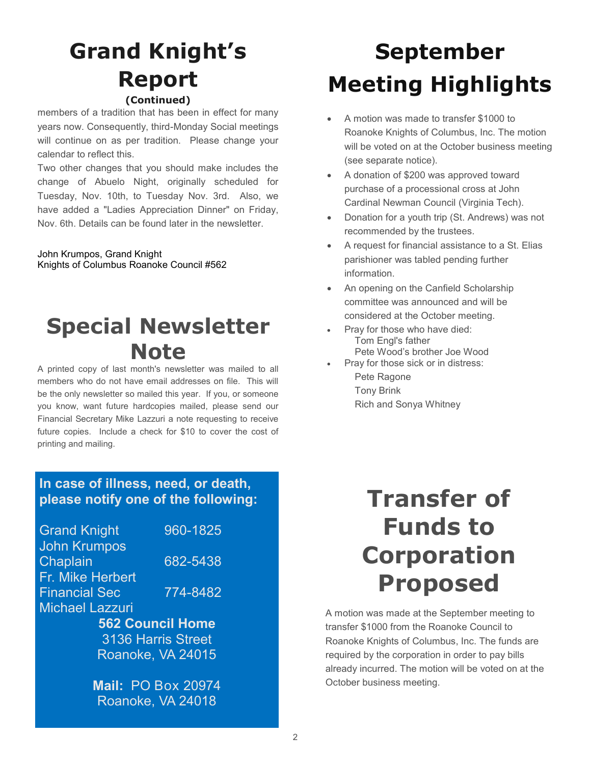# Grand Knight's Report

**(Continued)**

members of a tradition that has been in effect for many years now. Consequently, third-Monday Social meetings will continue on as per tradition. Please change your calendar to reflect this.

Two other changes that you should make includes the change of Abuelo Night, originally scheduled for Tuesday, Nov. 10th, to Tuesday Nov. 3rd. Also, we have added a "Ladies Appreciation Dinner" on Friday, Nov. 6th. Details can be found later in the newsletter.

John Krumpos, Grand Knight
Knights of Columbus Roanoke Council #562

# Special Newsletter Note

A printed copy of last month's newsletter was mailed to all members who do not have email addresses on file. This will be the only newsletter so mailed this year. If you, or someone you know, want future hardcopies mailed, please send our Financial Secretary Mike Lazzuri a note requesting to receive future copies. Include a check for $10 to cover the cost of printing and mailing.

**In case of illness, need, or death, please notify one of the following:**

| | |
|---|---|
| Grand Knight John Krumpos | 960-1825 |
| Chaplain Fr. Mike Herbert | 682-5438 |
| Financial Sec Michael Lazzuri | 774-8482 |

**562 Council Home**
3136 Harris Street
Roanoke, VA 24015

**Mail:** PO Box 20974
Roanoke, VA 24018

# September Meeting Highlights

- A motion was made to transfer $1000 to Roanoke Knights of Columbus, Inc. The motion will be voted on at the October business meeting (see separate notice).
- A donation of $200 was approved toward purchase of a processional cross at John Cardinal Newman Council (Virginia Tech).
- Donation for a youth trip (St. Andrews) was not recommended by the trustees.
- A request for financial assistance to a St. Elias parishioner was tabled pending further information.
- An opening on the Canfield Scholarship committee was announced and will be considered at the October meeting.
- Pray for those who have died:
  - Tom Engl's father
  - Pete Wood's brother Joe Wood
- Pray for those sick or in distress:
  - Pete Ragone
  - Tony Brink
  - Rich and Sonya Whitney

# Transfer of Funds to Corporation Proposed

A motion was made at the September meeting to transfer $1000 from the Roanoke Council to Roanoke Knights of Columbus, Inc. The funds are required by the corporation in order to pay bills already incurred. The motion will be voted on at the October business meeting.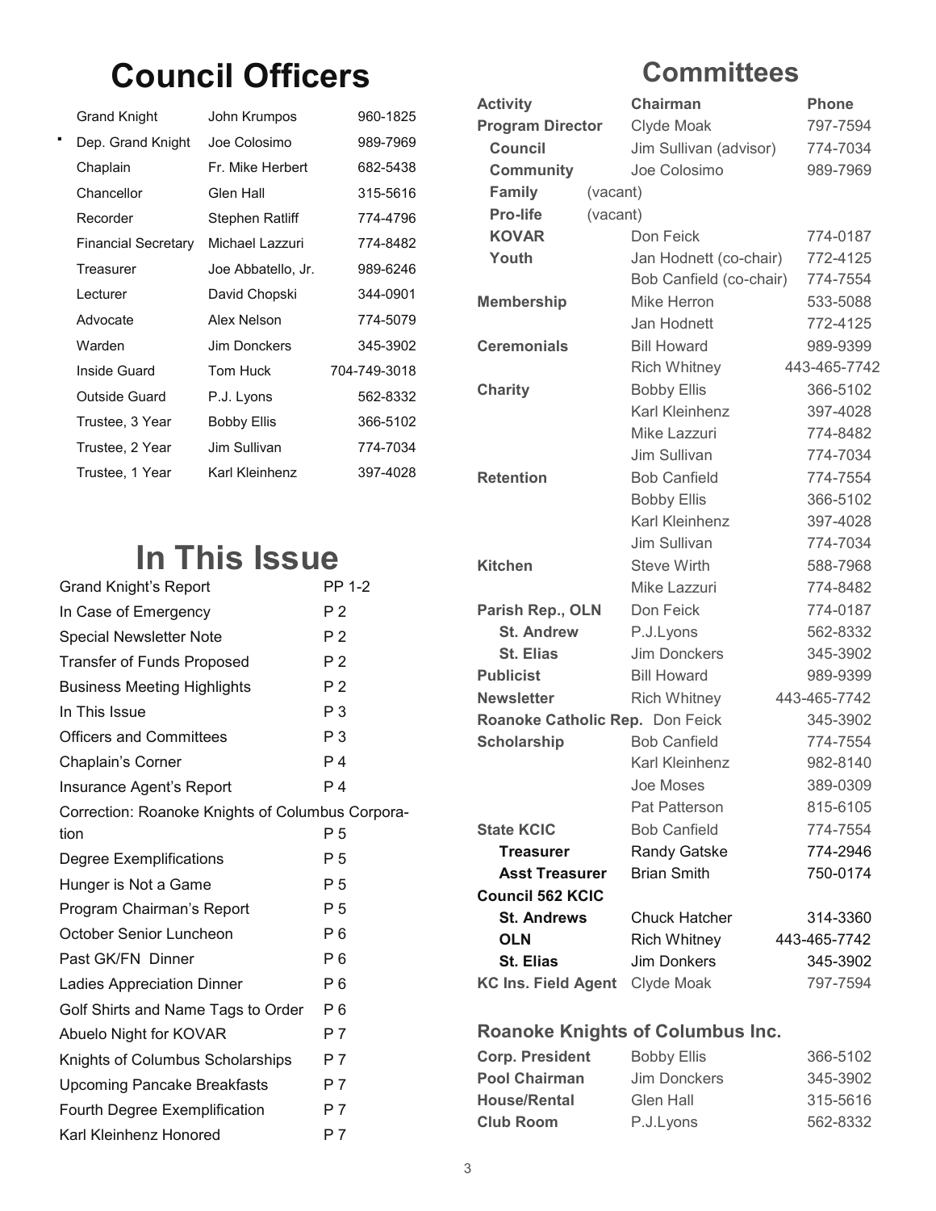# Council Officers

| | | |
|---|---|---|
| Grand Knight | John Krumpos | 960-1825 |
| Dep. Grand Knight | Joe Colosimo | 989-7969 |
| Chaplain | Fr. Mike Herbert | 682-5438 |
| Chancellor | Glen Hall | 315-5616 |
| Recorder | Stephen Ratliff | 774-4796 |
| Financial Secretary | Michael Lazzuri | 774-8482 |
| Treasurer | Joe Abbatello, Jr. | 989-6246 |
| Lecturer | David Chopski | 344-0901 |
| Advocate | Alex Nelson | 774-5079 |
| Warden | Jim Donckers | 345-3902 |
| Inside Guard | Tom Huck | 704-749-3018 |
| Outside Guard | P.J. Lyons | 562-8332 |
| Trustee, 3 Year | Bobby Ellis | 366-5102 |
| Trustee, 2 Year | Jim Sullivan | 774-7034 |
| Trustee, 1 Year | Karl Kleinhenz | 397-4028 |

# In This Issue

| | |
|---|---|
| Grand Knight's Report | PP 1-2 |
| In Case of Emergency | P 2 |
| Special Newsletter Note | P 2 |
| Transfer of Funds Proposed | P 2 |
| Business Meeting Highlights | P 2 |
| In This Issue | P 3 |
| Officers and Committees | P 3 |
| Chaplain's Corner | P 4 |
| Insurance Agent's Report | P 4 |
| Correction: Roanoke Knights of Columbus Corporation | P 5 |
| Degree Exemplifications | P 5 |
| Hunger is Not a Game | P 5 |
| Program Chairman's Report | P 5 |
| October Senior Luncheon | P 6 |
| Past GK/FN Dinner | P 6 |
| Ladies Appreciation Dinner | P 6 |
| Golf Shirts and Name Tags to Order | P 6 |
| Abuelo Night for KOVAR | P 7 |
| Knights of Columbus Scholarships | P 7 |
| Upcoming Pancake Breakfasts | P 7 |
| Fourth Degree Exemplification | P 7 |
| Karl Kleinhenz Honored | P 7 |

# Committees

| **Activity** | **Chairman** | **Phone** |
|---|---|---|
| **Program Director** | Clyde Moak | 797-7594 |
| **Council** | Jim Sullivan (advisor) | 774-7034 |
| **Community** | Joe Colosimo | 989-7969 |
| **Family** | (vacant) | |
| **Pro-life** | (vacant) | |
| **KOVAR** | Don Feick | 774-0187 |
| **Youth** | Jan Hodnett (co-chair) | 772-4125 |
| | Bob Canfield (co-chair) | 774-7554 |
| **Membership** | Mike Herron | 533-5088 |
| | Jan Hodnett | 772-4125 |
| **Ceremonials** | Bill Howard | 989-9399 |
| | Rich Whitney | 443-465-7742 |
| **Charity** | Bobby Ellis | 366-5102 |
| | Karl Kleinhenz | 397-4028 |
| | Mike Lazzuri | 774-8482 |
| | Jim Sullivan | 774-7034 |
| **Retention** | Bob Canfield | 774-7554 |
| | Bobby Ellis | 366-5102 |
| | Karl Kleinhenz | 397-4028 |
| | Jim Sullivan | 774-7034 |
| **Kitchen** | Steve Wirth | 588-7968 |
| | Mike Lazzuri | 774-8482 |
| **Parish Rep., OLN** | Don Feick | 774-0187 |
| **St. Andrew** | P.J.Lyons | 562-8332 |
| **St. Elias** | Jim Donckers | 345-3902 |
| **Publicist** | Bill Howard | 989-9399 |
| **Newsletter** | Rich Whitney | 443-465-7742 |
| **Roanoke Catholic Rep.** | Don Feick | 345-3902 |
| **Scholarship** | Bob Canfield | 774-7554 |
| | Karl Kleinhenz | 982-8140 |
| | Joe Moses | 389-0309 |
| | Pat Patterson | 815-6105 |
| **State KCIC** | Bob Canfield | 774-7554 |
| **Treasurer** | Randy Gatske | 774-2946 |
| **Asst Treasurer** | Brian Smith | 750-0174 |
| **Council 562 KCIC** | | |
| **St. Andrews** | Chuck Hatcher | 314-3360 |
| **OLN** | Rich Whitney | 443-465-7742 |
| **St. Elias** | Jim Donkers | 345-3902 |
| **KC Ins. Field Agent** | Clyde Moak | 797-7594 |

## Roanoke Knights of Columbus Inc.

| | | |
|---|---|---|
| **Corp. President** | Bobby Ellis | 366-5102 |
| **Pool Chairman** | Jim Donckers | 345-3902 |
| **House/Rental** | Glen Hall | 315-5616 |
| **Club Room** | P.J.Lyons | 562-8332 |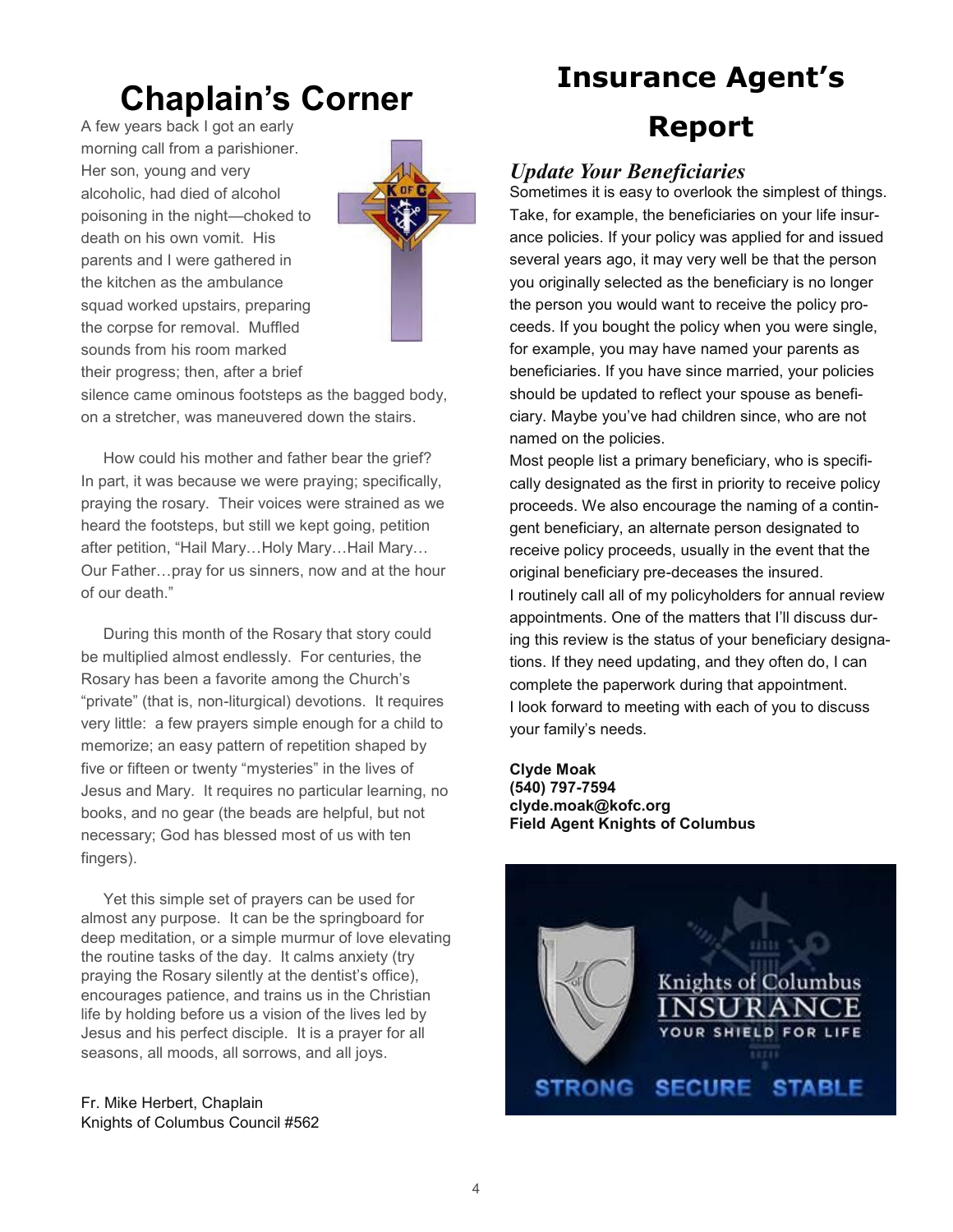# Chaplain's Corner

A few years back I got an early morning call from a parishioner. Her son, young and very alcoholic, had died of alcohol poisoning in the night—choked to death on his own vomit. His parents and I were gathered in the kitchen as the ambulance squad worked upstairs, preparing the corpse for removal. Muffled sounds from his room marked their progress; then, after a brief silence came ominous footsteps as the bagged body, on a stretcher, was maneuvered down the stairs.

How could his mother and father bear the grief? In part, it was because we were praying; specifically, praying the rosary. Their voices were strained as we heard the footsteps, but still we kept going, petition after petition, "Hail Mary…Holy Mary…Hail Mary…Our Father…pray for us sinners, now and at the hour of our death."

During this month of the Rosary that story could be multiplied almost endlessly. For centuries, the Rosary has been a favorite among the Church's "private" (that is, non-liturgical) devotions. It requires very little: a few prayers simple enough for a child to memorize; an easy pattern of repetition shaped by five or fifteen or twenty "mysteries" in the lives of Jesus and Mary. It requires no particular learning, no books, and no gear (the beads are helpful, but not necessary; God has blessed most of us with ten fingers).

Yet this simple set of prayers can be used for almost any purpose. It can be the springboard for deep meditation, or a simple murmur of love elevating the routine tasks of the day. It calms anxiety (try praying the Rosary silently at the dentist's office), encourages patience, and trains us in the Christian life by holding before us a vision of the lives led by Jesus and his perfect disciple. It is a prayer for all seasons, all moods, all sorrows, and all joys.

Fr. Mike Herbert, Chaplain
Knights of Columbus Council #562

# Insurance Agent's Report

### *Update Your Beneficiaries*

Sometimes it is easy to overlook the simplest of things. Take, for example, the beneficiaries on your life insurance policies. If your policy was applied for and issued several years ago, it may very well be that the person you originally selected as the beneficiary is no longer the person you would want to receive the policy proceeds. If you bought the policy when you were single, for example, you may have named your parents as beneficiaries. If you have since married, your policies should be updated to reflect your spouse as beneficiary. Maybe you've had children since, who are not named on the policies.

Most people list a primary beneficiary, who is specifically designated as the first in priority to receive policy proceeds. We also encourage the naming of a contingent beneficiary, an alternate person designated to receive policy proceeds, usually in the event that the original beneficiary pre-deceases the insured.

I routinely call all of my policyholders for annual review appointments. One of the matters that I'll discuss during this review is the status of your beneficiary designations. If they need updating, and they often do, I can complete the paperwork during that appointment.

I look forward to meeting with each of you to discuss your family's needs.

**Clyde Moak**
**(540) 797-7594**
**clyde.moak@kofc.org**
**Field Agent Knights of Columbus**

Knights of Columbus INSURANCE
YOUR SHIELD FOR LIFE
STRONG SECURE STABLE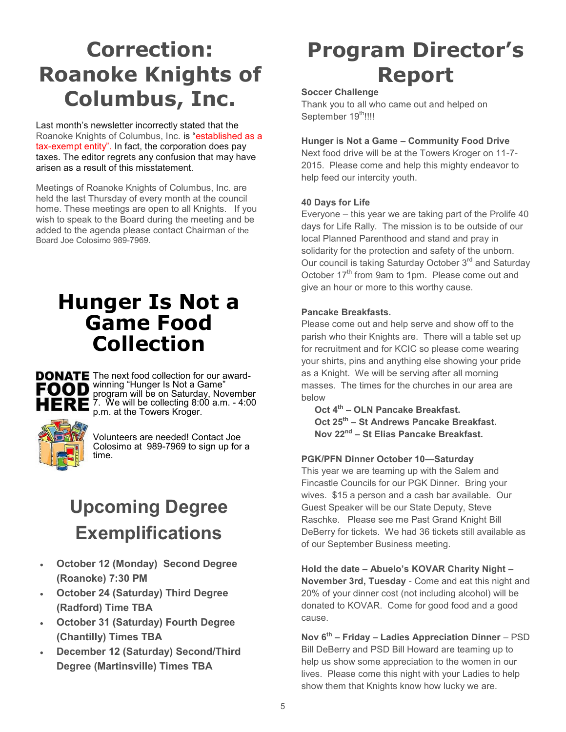# Correction: Roanoke Knights of Columbus, Inc.

Last month's newsletter incorrectly stated that the Roanoke Knights of Columbus, Inc. is "established as a tax-exempt entity". In fact, the corporation does pay taxes. The editor regrets any confusion that may have arisen as a result of this misstatement.

Meetings of Roanoke Knights of Columbus, Inc. are held the last Thursday of every month at the council home. These meetings are open to all Knights. If you wish to speak to the Board during the meeting and be added to the agenda please contact Chairman of the Board Joe Colosimo 989-7969.

# Hunger Is Not a Game Food Collection

**DONATE FOOD HERE**

The next food collection for our award-winning "Hunger Is Not a Game" program will be on Saturday, November 7. We will be collecting 8:00 a.m. - 4:00 p.m. at the Towers Kroger.

Volunteers are needed! Contact Joe Colosimo at 989-7969 to sign up for a time.

# Upcoming Degree Exemplifications

- **October 12 (Monday) Second Degree (Roanoke) 7:30 PM**
- **October 24 (Saturday) Third Degree (Radford) Time TBA**
- **October 31 (Saturday) Fourth Degree (Chantilly) Times TBA**
- **December 12 (Saturday) Second/Third Degree (Martinsville) Times TBA**

# Program Director's Report

**Soccer Challenge**

Thank you to all who came out and helped on September 19th!!!!

**Hunger is Not a Game – Community Food Drive**

Next food drive will be at the Towers Kroger on 11-7-2015. Please come and help this mighty endeavor to help feed our intercity youth.

**40 Days for Life**

Everyone – this year we are taking part of the Prolife 40 days for Life Rally. The mission is to be outside of our local Planned Parenthood and stand and pray in solidarity for the protection and safety of the unborn. Our council is taking Saturday October 3rd and Saturday October 17th from 9am to 1pm. Please come out and give an hour or more to this worthy cause.

**Pancake Breakfasts.**

Please come out and help serve and show off to the parish who their Knights are. There will a table set up for recruitment and for KCIC so please come wearing your shirts, pins and anything else showing your pride as a Knight. We will be serving after all morning masses. The times for the churches in our area are below

**Oct 4th – OLN Pancake Breakfast.**
**Oct 25th – St Andrews Pancake Breakfast.**
**Nov 22nd – St Elias Pancake Breakfast.**

**PGK/PFN Dinner October 10—Saturday**

This year we are teaming up with the Salem and Fincastle Councils for our PGK Dinner. Bring your wives. $15 a person and a cash bar available. Our Guest Speaker will be our State Deputy, Steve Raschke. Please see me Past Grand Knight Bill DeBerry for tickets. We had 36 tickets still available as of our September Business meeting.

**Hold the date – Abuelo's KOVAR Charity Night – November 3rd, Tuesday** - Come and eat this night and 20% of your dinner cost (not including alcohol) will be donated to KOVAR. Come for good food and a good cause.

**Nov 6th – Friday – Ladies Appreciation Dinner** – PSD Bill DeBerry and PSD Bill Howard are teaming up to help us show some appreciation to the women in our lives. Please come this night with your Ladies to help show them that Knights know how lucky we are.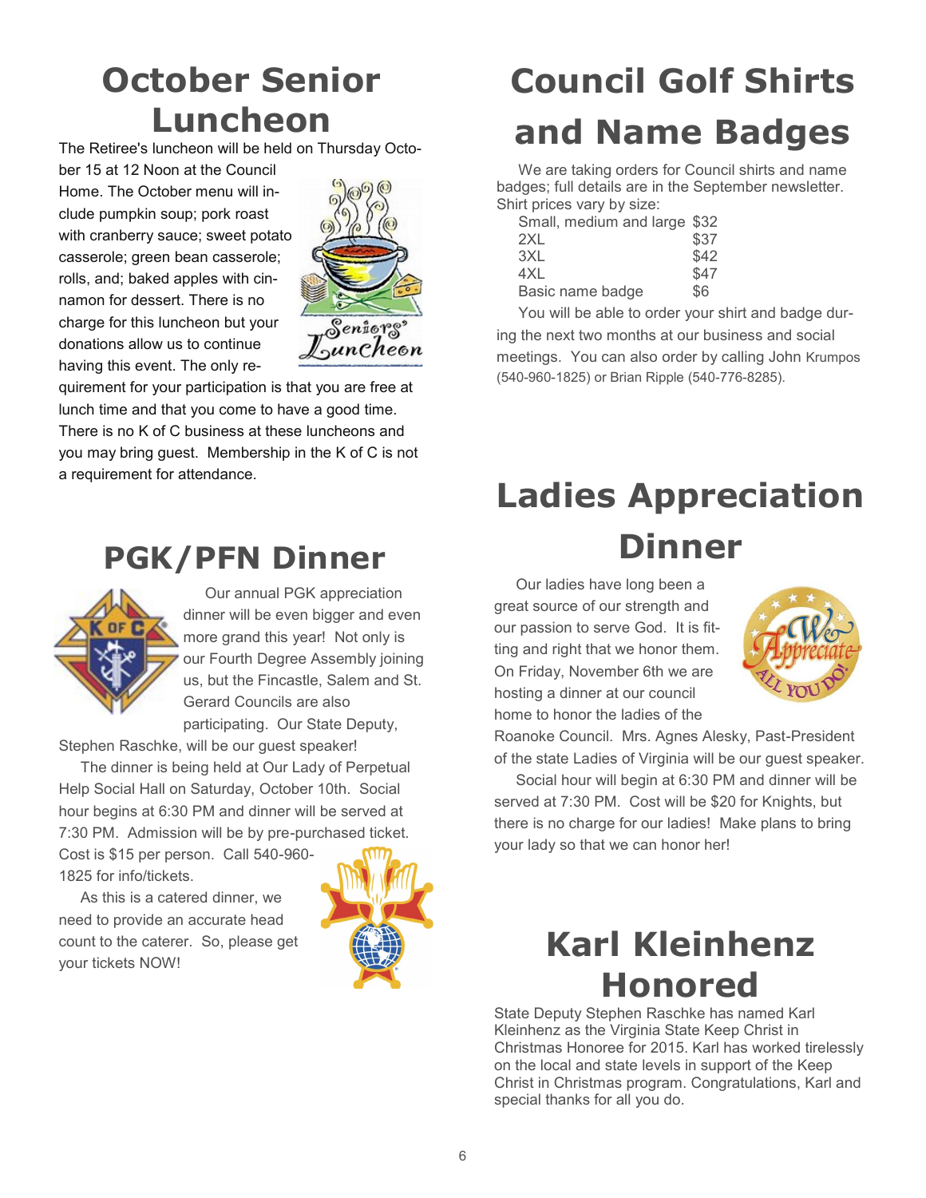# October Senior Luncheon

The Retiree's luncheon will be held on Thursday October 15 at 12 Noon at the Council Home. The October menu will include pumpkin soup; pork roast with cranberry sauce; sweet potato casserole; green bean casserole; rolls, and; baked apples with cinnamon for dessert. There is no charge for this luncheon but your donations allow us to continue having this event. The only requirement for your participation is that you are free at lunch time and that you come to have a good time. There is no K of C business at these luncheons and you may bring guest. Membership in the K of C is not a requirement for attendance.

# PGK/PFN Dinner

Our annual PGK appreciation dinner will be even bigger and even more grand this year! Not only is our Fourth Degree Assembly joining us, but the Fincastle, Salem and St. Gerard Councils are also participating. Our State Deputy, Stephen Raschke, will be our guest speaker!

The dinner is being held at Our Lady of Perpetual Help Social Hall on Saturday, October 10th. Social hour begins at 6:30 PM and dinner will be served at 7:30 PM. Admission will be by pre-purchased ticket. Cost is $15 per person. Call 540-960-1825 for info/tickets.

As this is a catered dinner, we need to provide an accurate head count to the caterer. So, please get your tickets NOW!

# Council Golf Shirts and Name Badges

We are taking orders for Council shirts and name badges; full details are in the September newsletter. Shirt prices vary by size:

| | |
|---|---|
| Small, medium and large | $32 |
| 2XL | $37 |
| 3XL | $42 |
| 4XL | $47 |
| Basic name badge | $6 |

You will be able to order your shirt and badge during the next two months at our business and social meetings. You can also order by calling John Krumpos (540-960-1825) or Brian Ripple (540-776-8285).

# Ladies Appreciation Dinner

Our ladies have long been a great source of our strength and our passion to serve God. It is fitting and right that we honor them. On Friday, November 6th we are hosting a dinner at our council home to honor the ladies of the Roanoke Council. Mrs. Agnes Alesky, Past-President of the state Ladies of Virginia will be our guest speaker.

Social hour will begin at 6:30 PM and dinner will be served at 7:30 PM. Cost will be $20 for Knights, but there is no charge for our ladies! Make plans to bring your lady so that we can honor her!

# Karl Kleinhenz Honored

State Deputy Stephen Raschke has named Karl Kleinhenz as the Virginia State Keep Christ in Christmas Honoree for 2015. Karl has worked tirelessly on the local and state levels in support of the Keep Christ in Christmas program. Congratulations, Karl and special thanks for all you do.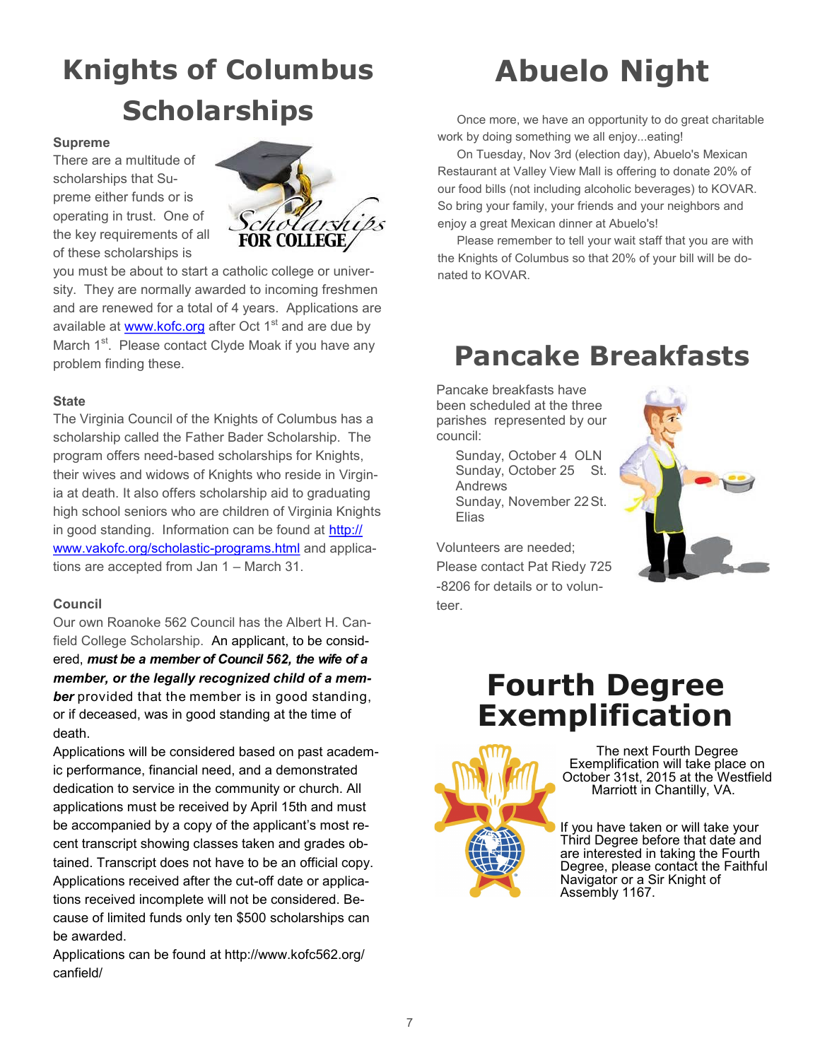# Knights of Columbus Scholarships

### Supreme

There are a multitude of scholarships that Supreme either funds or is operating in trust. One of the key requirements of all of these scholarships is you must be about to start a catholic college or university. They are normally awarded to incoming freshmen and are renewed for a total of 4 years. Applications are available at www.kofc.org after Oct 1st and are due by March 1st. Please contact Clyde Moak if you have any problem finding these.

### State

The Virginia Council of the Knights of Columbus has a scholarship called the Father Bader Scholarship. The program offers need-based scholarships for Knights, their wives and widows of Knights who reside in Virginia at death. It also offers scholarship aid to graduating high school seniors who are children of Virginia Knights in good standing. Information can be found at http://www.vakofc.org/scholastic-programs.html and applications are accepted from Jan 1 – March 31.

### Council

Our own Roanoke 562 Council has the Albert H. Canfield College Scholarship. An applicant, to be considered, ***must be a member of Council 562, the wife of a member, or the legally recognized child of a member*** provided that the member is in good standing, or if deceased, was in good standing at the time of death.

Applications will be considered based on past academic performance, financial need, and a demonstrated dedication to service in the community or church. All applications must be received by April 15th and must be accompanied by a copy of the applicant's most recent transcript showing classes taken and grades obtained. Transcript does not have to be an official copy. Applications received after the cut-off date or applications received incomplete will not be considered. Because of limited funds only ten $500 scholarships can be awarded.

Applications can be found at http://www.kofc562.org/canfield/

# Abuelo Night

Once more, we have an opportunity to do great charitable work by doing something we all enjoy...eating!

On Tuesday, Nov 3rd (election day), Abuelo's Mexican Restaurant at Valley View Mall is offering to donate 20% of our food bills (not including alcoholic beverages) to KOVAR. So bring your family, your friends and your neighbors and enjoy a great Mexican dinner at Abuelo's!

Please remember to tell your wait staff that you are with the Knights of Columbus so that 20% of your bill will be donated to KOVAR.

# Pancake Breakfasts

Pancake breakfasts have been scheduled at the three parishes represented by our council:

Sunday, October 4 OLN
Sunday, October 25 St. Andrews
Sunday, November 22 St. Elias

Volunteers are needed; Please contact Pat Riedy 725-8206 for details or to volunteer.

# Fourth Degree Exemplification

The next Fourth Degree Exemplification will take place on October 31st, 2015 at the Westfield Marriott in Chantilly, VA.

If you have taken or will take your Third Degree before that date and are interested in taking the Fourth Degree, please contact the Faithful Navigator or a Sir Knight of Assembly 1167.